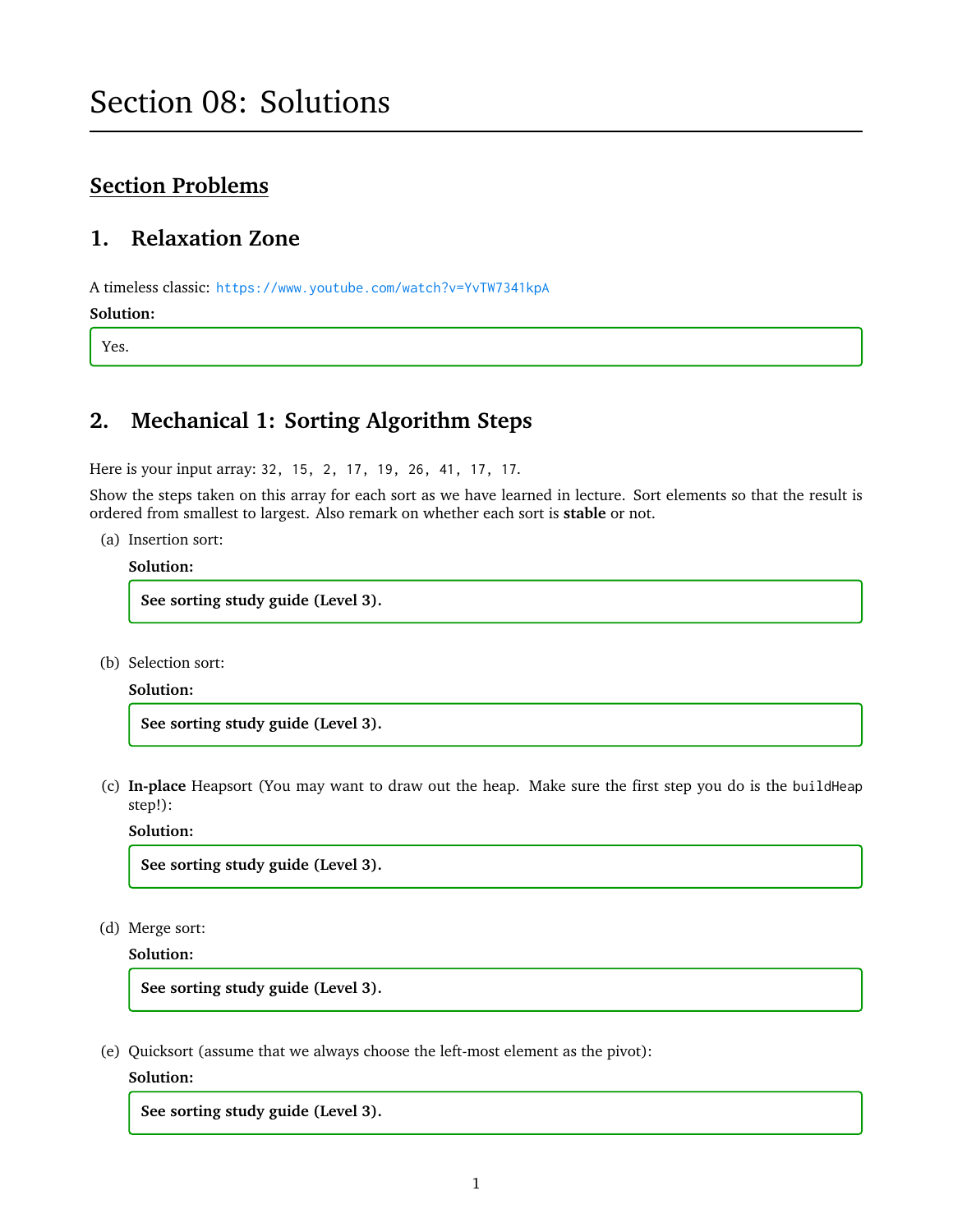# Section 08: Solutions

## Section Problems

### 1. Relaxation Zone

A timeless classic: https://www.youtube.com/watch?v=YvTW7341kpA

**Solution:**

Yes.

### 2. Mechanical 1: Sorting Algorithm Steps

Here is your input array: `32, 15, 2, 17, 19, 26, 41, 17, 17`.

Show the steps taken on this array for each sort as we have learned in lecture. Sort elements so that the result is ordered from smallest to largest. Also remark on whether each sort is **stable** or not.

(a) Insertion sort:

**Solution:**

**See sorting study guide (Level 3).**

(b) Selection sort:

**Solution:**

**See sorting study guide (Level 3).**

(c) **In-place** Heapsort (You may want to draw out the heap. Make sure the first step you do is the `buildHeap` step!):

**Solution:**

**See sorting study guide (Level 3).**

(d) Merge sort:

**Solution:**

**See sorting study guide (Level 3).**

(e) Quicksort (assume that we always choose the left-most element as the pivot):

**Solution:**

**See sorting study guide (Level 3).**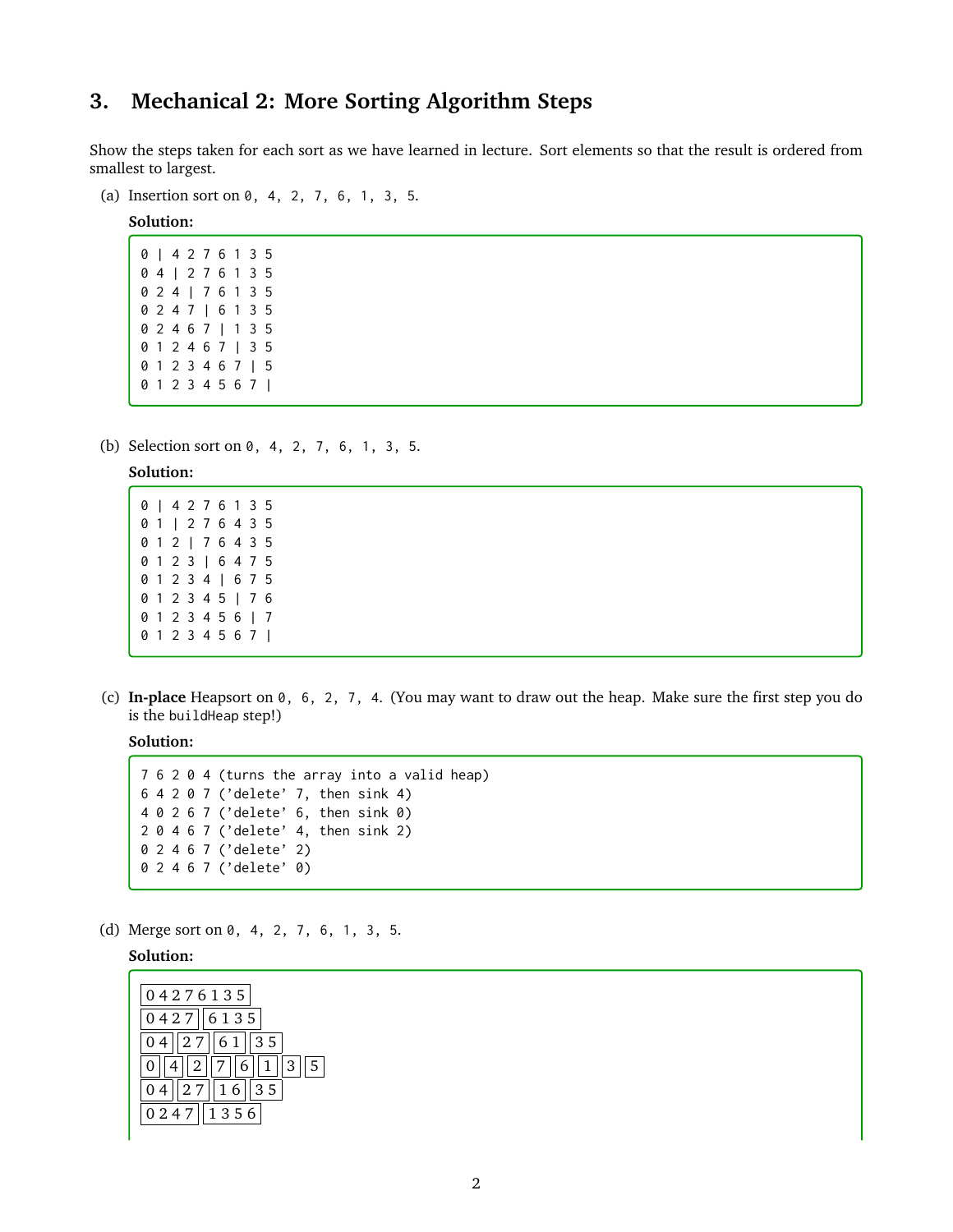## 3. Mechanical 2: More Sorting Algorithm Steps

Show the steps taken for each sort as we have learned in lecture. Sort elements so that the result is ordered from smallest to largest.

(a) Insertion sort on `0, 4, 2, 7, 6, 1, 3, 5`.

**Solution:**

```
0 | 4 2 7 6 1 3 5
0 4 | 2 7 6 1 3 5
0 2 4 | 7 6 1 3 5
0 2 4 7 | 6 1 3 5
0 2 4 6 7 | 1 3 5
0 1 2 4 6 7 | 3 5
0 1 2 3 4 6 7 | 5
0 1 2 3 4 5 6 7 |
```

(b) Selection sort on `0, 4, 2, 7, 6, 1, 3, 5`.

**Solution:**

```
0 | 4 2 7 6 1 3 5
0 1 | 2 7 6 4 3 5
0 1 2 | 7 6 4 3 5
0 1 2 3 | 6 4 7 5
0 1 2 3 4 | 6 7 5
0 1 2 3 4 5 | 7 6
0 1 2 3 4 5 6 | 7
0 1 2 3 4 5 6 7 |
```

(c) **In-place** Heapsort on `0, 6, 2, 7, 4`. (You may want to draw out the heap. Make sure the first step you do is the `buildHeap` step!)

**Solution:**

```
7 6 2 0 4 (turns the array into a valid heap)
6 4 2 0 7 ('delete' 7, then sink 4)
4 0 2 6 7 ('delete' 6, then sink 0)
2 0 4 6 7 ('delete' 4, then sink 2)
0 2 4 6 7 ('delete' 2)
0 2 4 6 7 ('delete' 0)
```

(d) Merge sort on `0, 4, 2, 7, 6, 1, 3, 5`.

**Solution:**

```
[0 4 2 7 6 1 3 5]
[0 4 2 7] [6 1 3 5]
[0 4] [2 7] [6 1] [3 5]
[0] [4] [2] [7] [6] [1] [3] [5]
[0 4] [2 7] [1 6] [3 5]
[0 2 4 7] [1 3 5 6]
```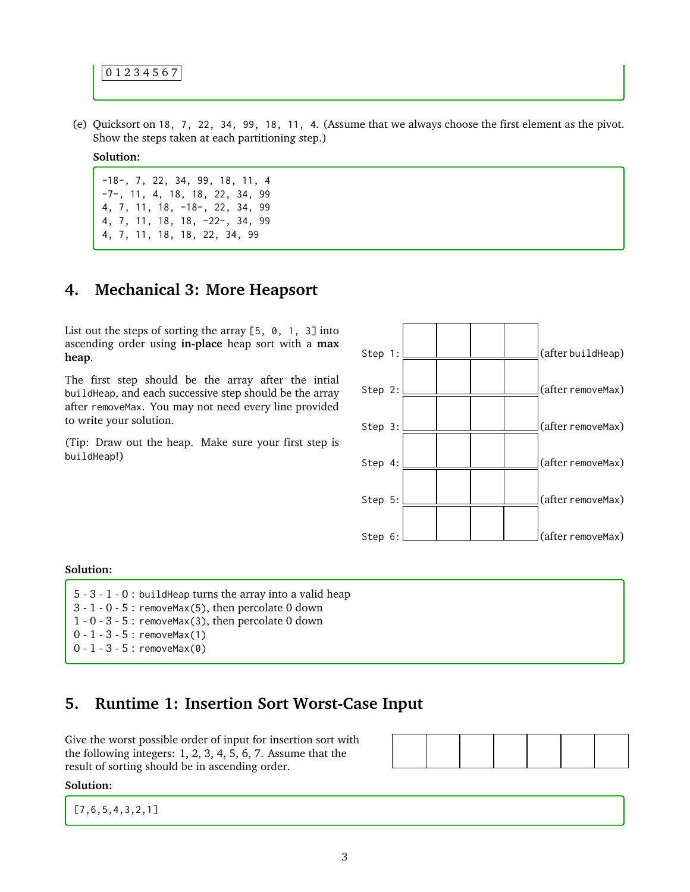```
0 1 2 3 4 5 6 7
```

(e) Quicksort on `18, 7, 22, 34, 99, 18, 11, 4`. (Assume that we always choose the first element as the pivot. Show the steps taken at each partitioning step.)

**Solution:**

```
-18-, 7, 22, 34, 99, 18, 11, 4
-7-, 11, 4, 18, 18, 22, 34, 99
4, 7, 11, 18, -18-, 22, 34, 99
4, 7, 11, 18, 18, -22-, 34, 99
4, 7, 11, 18, 18, 22, 34, 99
```

## 4. Mechanical 3: More Heapsort

List out the steps of sorting the array `[5, 0, 1, 3]` into ascending order using **in-place** heap sort with a **max heap**.

The first step should be the array after the intial `buildHeap`, and each successive step should be the array after `removeMax`. You may not need every line provided to write your solution.

(Tip: Draw out the heap. Make sure your first step is `buildHeap`!)

| Step | | | | | |
|---|---|---|---|---|---|
| Step 1: | | | | | (after `buildHeap`) |
| Step 2: | | | | | (after `removeMax`) |
| Step 3: | | | | | (after `removeMax`) |
| Step 4: | | | | | (after `removeMax`) |
| Step 5: | | | | | (after `removeMax`) |
| Step 6: | | | | | (after `removeMax`) |

**Solution:**

5 - 3 - 1 - 0 : `buildHeap` turns the array into a valid heap
3 - 1 - 0 - 5 : `removeMax(5)`, then percolate 0 down
1 - 0 - 3 - 5 : `removeMax(3)`, then percolate 0 down
0 - 1 - 3 - 5 : `removeMax(1)`
0 - 1 - 3 - 5 : `removeMax(0)`

## 5. Runtime 1: Insertion Sort Worst-Case Input

Give the worst possible order of input for insertion sort with the following integers: 1, 2, 3, 4, 5, 6, 7. Assume that the result of sorting should be in ascending order.

| | | | | | | |
|---|---|---|---|---|---|---|
| | | | | | | |

**Solution:**

```
[7,6,5,4,3,2,1]
```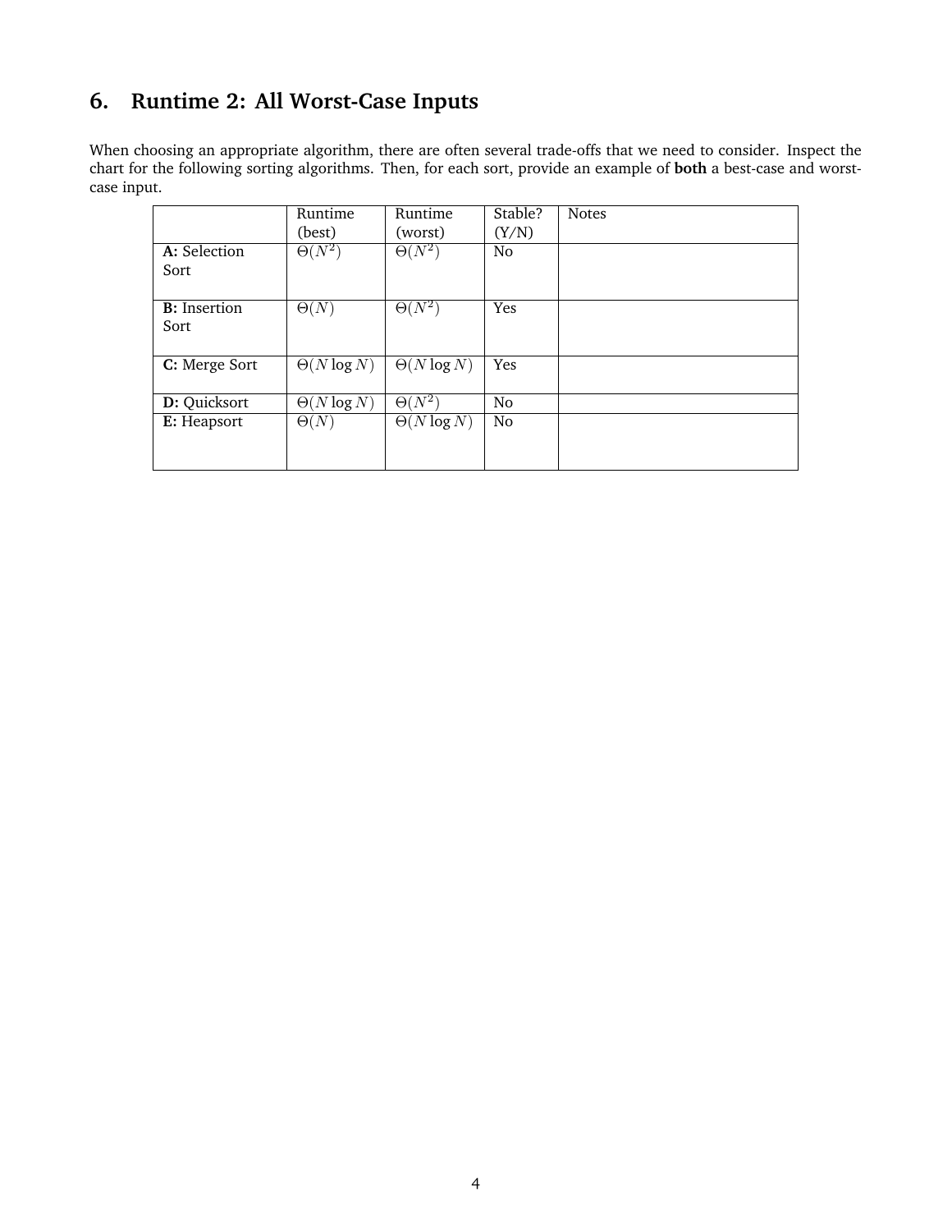## 6. Runtime 2: All Worst-Case Inputs

When choosing an appropriate algorithm, there are often several trade-offs that we need to consider. Inspect the chart for the following sorting algorithms. Then, for each sort, provide an example of **both** a best-case and worst-case input.

| | Runtime (best) | Runtime (worst) | Stable? (Y/N) | Notes |
|---|---|---|---|---|
| **A:** Selection Sort | $\Theta(N^2)$ | $\Theta(N^2)$ | No | |
| **B:** Insertion Sort | $\Theta(N)$ | $\Theta(N^2)$ | Yes | |
| **C:** Merge Sort | $\Theta(N \log N)$ | $\Theta(N \log N)$ | Yes | |
| **D:** Quicksort | $\Theta(N \log N)$ | $\Theta(N^2)$ | No | |
| **E:** Heapsort | $\Theta(N)$ | $\Theta(N \log N)$ | No | |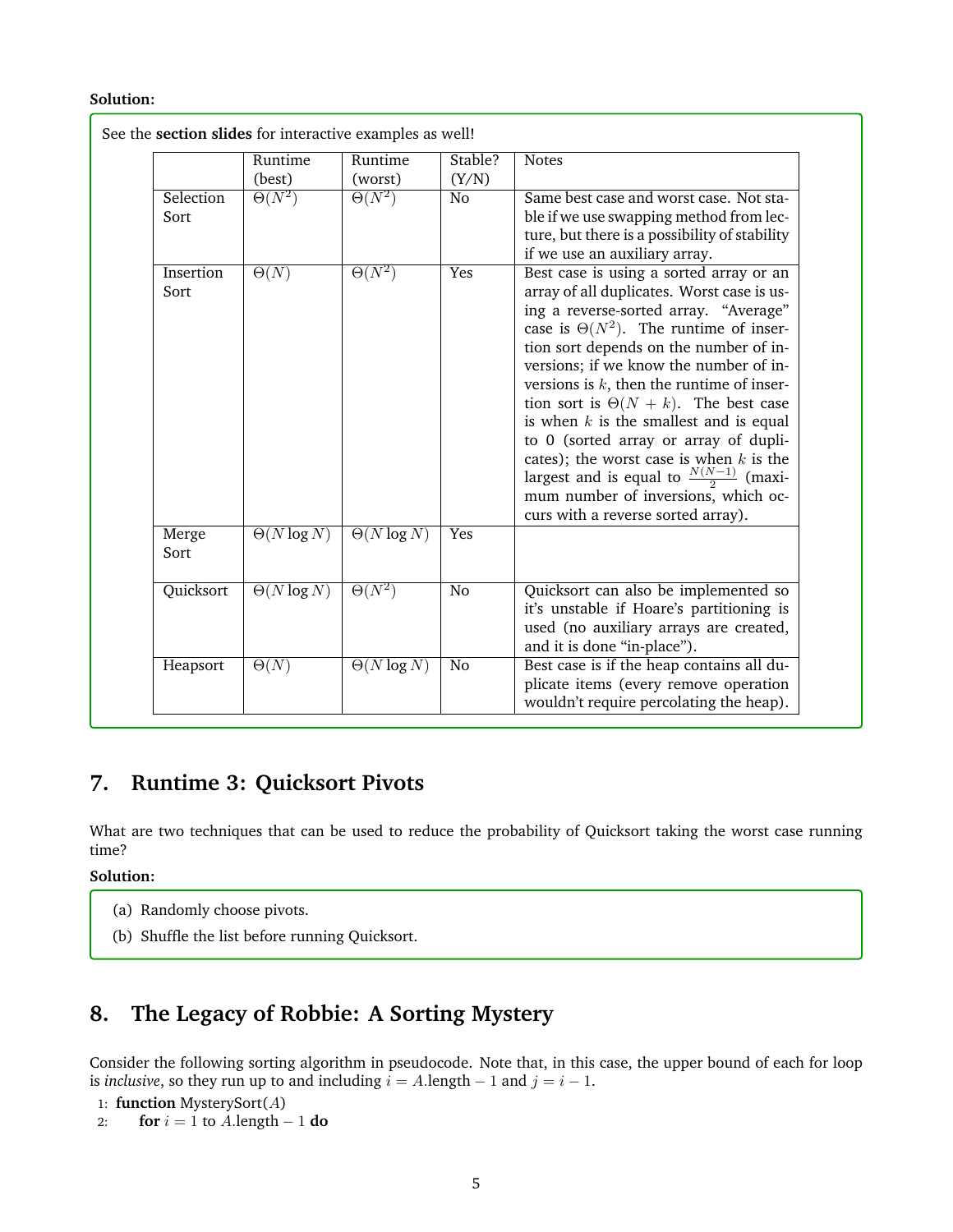**Solution:**

See the **section slides** for interactive examples as well!

| | Runtime (best) | Runtime (worst) | Stable? (Y/N) | Notes |
|---|---|---|---|---|
| Selection Sort | $\Theta(N^2)$ | $\Theta(N^2)$ | No | Same best case and worst case. Not stable if we use swapping method from lecture, but there is a possibility of stability if we use an auxiliary array. |
| Insertion Sort | $\Theta(N)$ | $\Theta(N^2)$ | Yes | Best case is using a sorted array or an array of all duplicates. Worst case is using a reverse-sorted array. "Average" case is $\Theta(N^2)$. The runtime of insertion sort depends on the number of inversions; if we know the number of inversions is $k$, then the runtime of insertion sort is $\Theta(N + k)$. The best case is when $k$ is the smallest and is equal to 0 (sorted array or array of duplicates); the worst case is when $k$ is the largest and is equal to $\frac{N(N-1)}{2}$ (maximum number of inversions, which occurs with a reverse sorted array). |
| Merge Sort | $\Theta(N \log N)$ | $\Theta(N \log N)$ | Yes | |
| Quicksort | $\Theta(N \log N)$ | $\Theta(N^2)$ | No | Quicksort can also be implemented so it's unstable if Hoare's partitioning is used (no auxiliary arrays are created, and it is done "in-place"). |
| Heapsort | $\Theta(N)$ | $\Theta(N \log N)$ | No | Best case is if the heap contains all duplicate items (every remove operation wouldn't require percolating the heap). |

## 7. Runtime 3: Quicksort Pivots

What are two techniques that can be used to reduce the probability of Quicksort taking the worst case running time?

**Solution:**

(a) Randomly choose pivots.

(b) Shuffle the list before running Quicksort.

## 8. The Legacy of Robbie: A Sorting Mystery

Consider the following sorting algorithm in pseudocode. Note that, in this case, the upper bound of each for loop is *inclusive*, so they run up to and including $i = A.\text{length} - 1$ and $j = i - 1$.

```
1: function MysterySort(A)
2:     for i = 1 to A.length − 1 do
```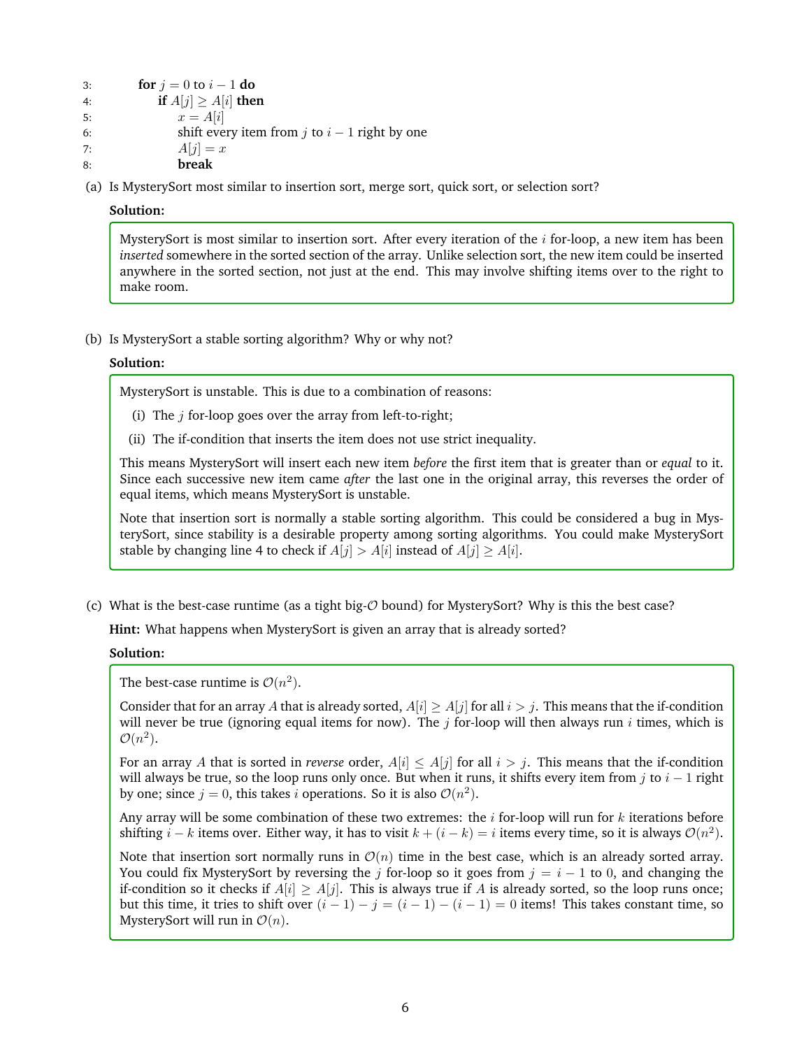```
3:         for j = 0 to i − 1 do
4:             if A[j] ≥ A[i] then
5:                 x = A[i]
6:                 shift every item from j to i − 1 right by one
7:                 A[j] = x
8:                 break
```

(a) Is MysterySort most similar to insertion sort, merge sort, quick sort, or selection sort?

**Solution:**

MysterySort is most similar to insertion sort. After every iteration of the $i$ for-loop, a new item has been *inserted* somewhere in the sorted section of the array. Unlike selection sort, the new item could be inserted anywhere in the sorted section, not just at the end. This may involve shifting items over to the right to make room.

(b) Is MysterySort a stable sorting algorithm? Why or why not?

**Solution:**

MysterySort is unstable. This is due to a combination of reasons:

(i) The $j$ for-loop goes over the array from left-to-right;

(ii) The if-condition that inserts the item does not use strict inequality.

This means MysterySort will insert each new item *before* the first item that is greater than or *equal* to it. Since each successive new item came *after* the last one in the original array, this reverses the order of equal items, which means MysterySort is unstable.

Note that insertion sort is normally a stable sorting algorithm. This could be considered a bug in MysterySort, since stability is a desirable property among sorting algorithms. You could make MysterySort stable by changing line 4 to check if $A[j] > A[i]$ instead of $A[j] \geq A[i]$.

(c) What is the best-case runtime (as a tight big-$\mathcal{O}$ bound) for MysterySort? Why is this the best case?

**Hint:** What happens when MysterySort is given an array that is already sorted?

**Solution:**

The best-case runtime is $\mathcal{O}(n^2)$.

Consider that for an array $A$ that is already sorted, $A[i] \geq A[j]$ for all $i > j$. This means that the if-condition will never be true (ignoring equal items for now). The $j$ for-loop will then always run $i$ times, which is $\mathcal{O}(n^2)$.

For an array $A$ that is sorted in *reverse* order, $A[i] \leq A[j]$ for all $i > j$. This means that the if-condition will always be true, so the loop runs only once. But when it runs, it shifts every item from $j$ to $i - 1$ right by one; since $j = 0$, this takes $i$ operations. So it is also $\mathcal{O}(n^2)$.

Any array will be some combination of these two extremes: the $i$ for-loop will run for $k$ iterations before shifting $i - k$ items over. Either way, it has to visit $k + (i - k) = i$ items every time, so it is always $\mathcal{O}(n^2)$.

Note that insertion sort normally runs in $\mathcal{O}(n)$ time in the best case, which is an already sorted array. You could fix MysterySort by reversing the $j$ for-loop so it goes from $j = i - 1$ to $0$, and changing the if-condition so it checks if $A[i] \geq A[j]$. This is always true if $A$ is already sorted, so the loop runs once; but this time, it tries to shift over $(i - 1) - j = (i - 1) - (i - 1) = 0$ items! This takes constant time, so MysterySort will run in $\mathcal{O}(n)$.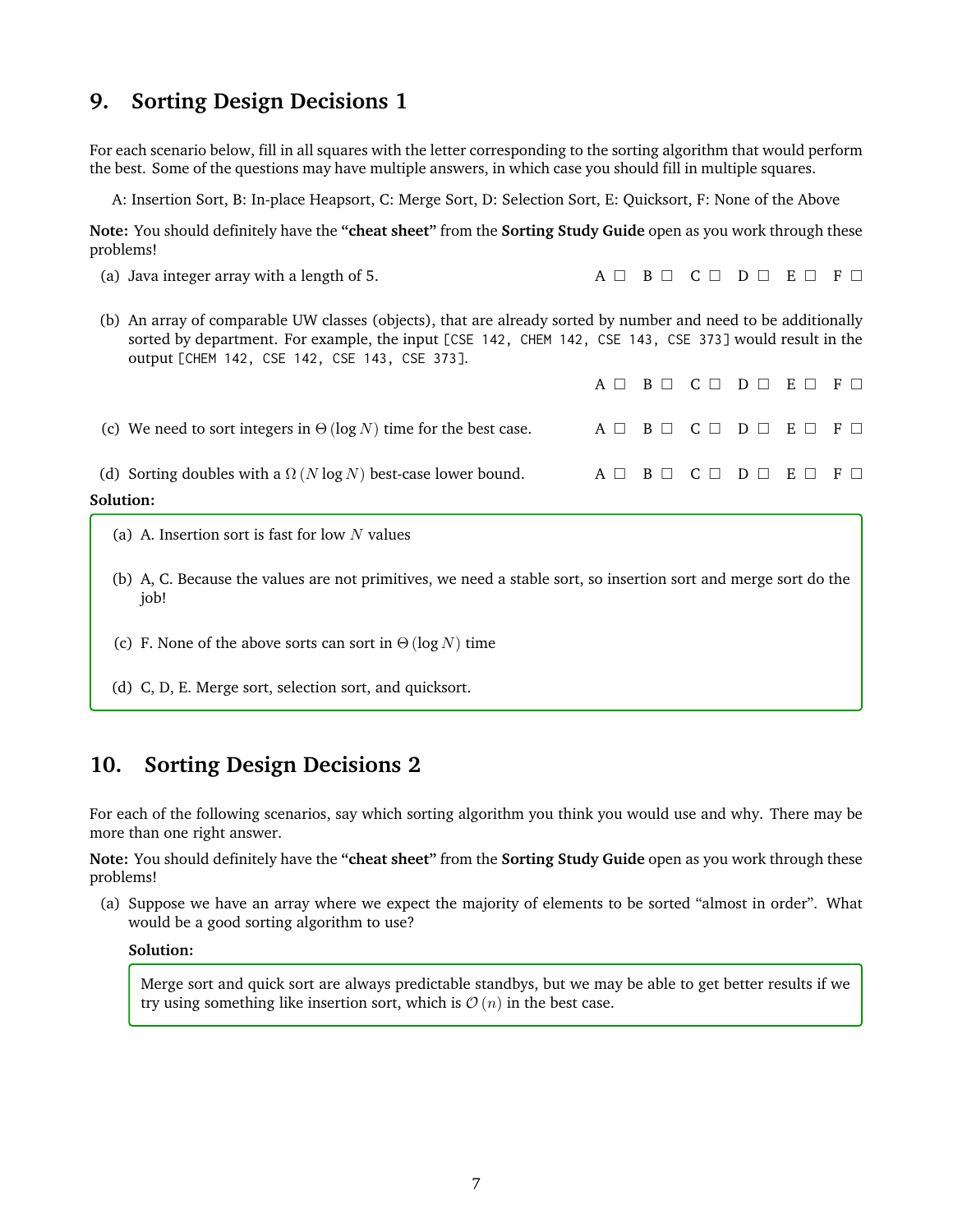## 9. Sorting Design Decisions 1

For each scenario below, fill in all squares with the letter corresponding to the sorting algorithm that would perform the best. Some of the questions may have multiple answers, in which case you should fill in multiple squares.

A: Insertion Sort, B: In-place Heapsort, C: Merge Sort, D: Selection Sort, E: Quicksort, F: None of the Above

**Note:** You should definitely have the **"cheat sheet"** from the **Sorting Study Guide** open as you work through these problems!

(a) Java integer array with a length of 5. A ☐ B ☐ C ☐ D ☐ E ☐ F ☐

(b) An array of comparable UW classes (objects), that are already sorted by number and need to be additionally sorted by department. For example, the input `[CSE 142, CHEM 142, CSE 143, CSE 373]` would result in the output `[CHEM 142, CSE 142, CSE 143, CSE 373]`.

A ☐ B ☐ C ☐ D ☐ E ☐ F ☐

(c) We need to sort integers in $\Theta(\log N)$ time for the best case. A ☐ B ☐ C ☐ D ☐ E ☐ F ☐

(d) Sorting doubles with a $\Omega(N \log N)$ best-case lower bound. A ☐ B ☐ C ☐ D ☐ E ☐ F ☐

**Solution:**

(a) A. Insertion sort is fast for low $N$ values

(b) A, C. Because the values are not primitives, we need a stable sort, so insertion sort and merge sort do the job!

(c) F. None of the above sorts can sort in $\Theta(\log N)$ time

(d) C, D, E. Merge sort, selection sort, and quicksort.

## 10. Sorting Design Decisions 2

For each of the following scenarios, say which sorting algorithm you think you would use and why. There may be more than one right answer.

**Note:** You should definitely have the **"cheat sheet"** from the **Sorting Study Guide** open as you work through these problems!

(a) Suppose we have an array where we expect the majority of elements to be sorted "almost in order". What would be a good sorting algorithm to use?

**Solution:**

Merge sort and quick sort are always predictable standbys, but we may be able to get better results if we try using something like insertion sort, which is $\mathcal{O}(n)$ in the best case.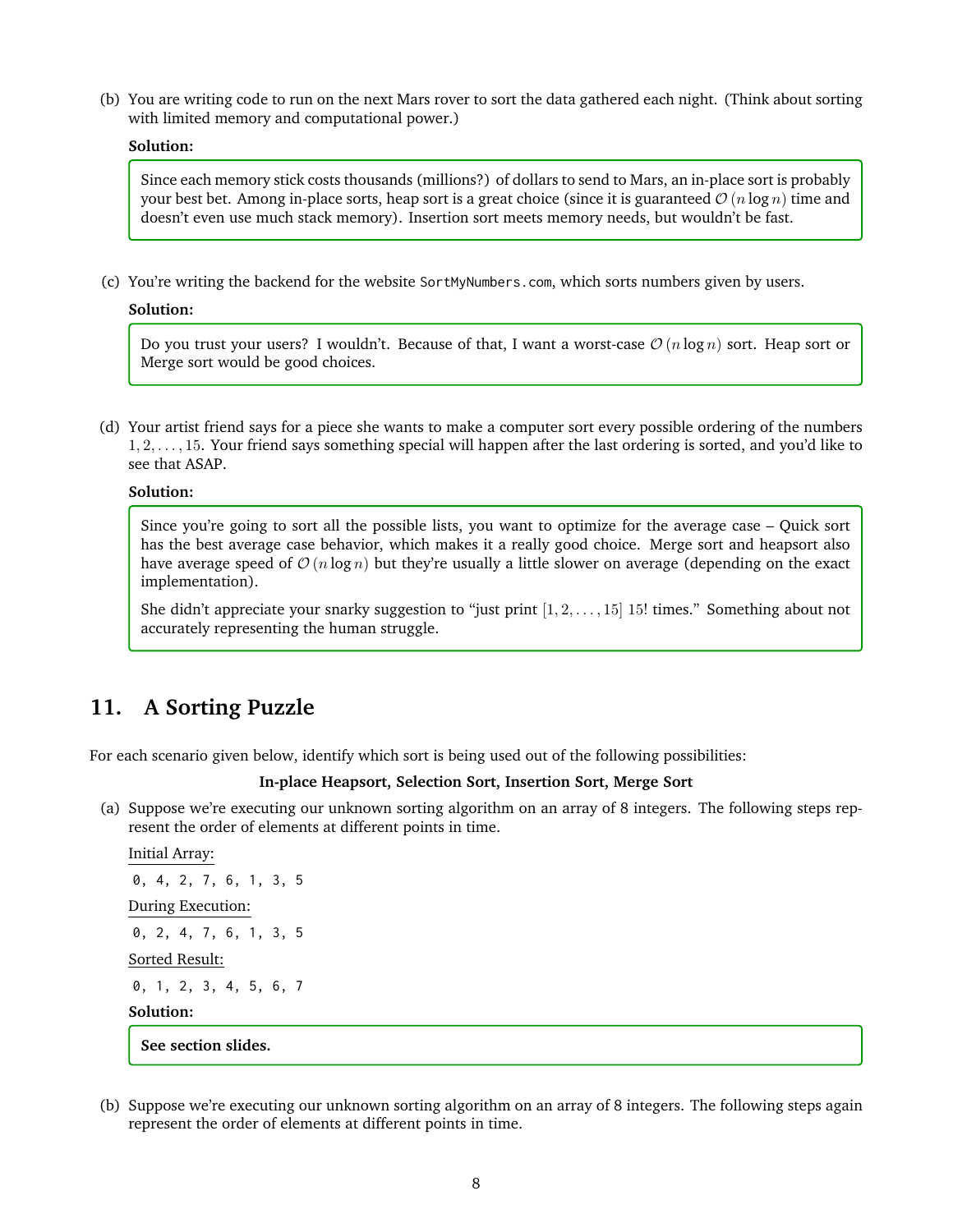(b) You are writing code to run on the next Mars rover to sort the data gathered each night. (Think about sorting with limited memory and computational power.)

**Solution:**

> Since each memory stick costs thousands (millions?) of dollars to send to Mars, an in-place sort is probably your best bet. Among in-place sorts, heap sort is a great choice (since it is guaranteed $\mathcal{O}(n \log n)$ time and doesn't even use much stack memory). Insertion sort meets memory needs, but wouldn't be fast.

(c) You're writing the backend for the website `SortMyNumbers.com`, which sorts numbers given by users.

**Solution:**

> Do you trust your users? I wouldn't. Because of that, I want a worst-case $\mathcal{O}(n \log n)$ sort. Heap sort or Merge sort would be good choices.

(d) Your artist friend says for a piece she wants to make a computer sort every possible ordering of the numbers $1, 2, \ldots, 15$. Your friend says something special will happen after the last ordering is sorted, and you'd like to see that ASAP.

**Solution:**

> Since you're going to sort all the possible lists, you want to optimize for the average case – Quick sort has the best average case behavior, which makes it a really good choice. Merge sort and heapsort also have average speed of $\mathcal{O}(n \log n)$ but they're usually a little slower on average (depending on the exact implementation).
>
> She didn't appreciate your snarky suggestion to "just print $[1, 2, \ldots, 15]$ $15!$ times." Something about not accurately representing the human struggle.

## 11. A Sorting Puzzle

For each scenario given below, identify which sort is being used out of the following possibilities:

**In-place Heapsort, Selection Sort, Insertion Sort, Merge Sort**

(a) Suppose we're executing our unknown sorting algorithm on an array of 8 integers. The following steps represent the order of elements at different points in time.

Initial Array:

```
0, 4, 2, 7, 6, 1, 3, 5
```

During Execution:

```
0, 2, 4, 7, 6, 1, 3, 5
```

Sorted Result:

```
0, 1, 2, 3, 4, 5, 6, 7
```

**Solution:**

> **See section slides.**

(b) Suppose we're executing our unknown sorting algorithm on an array of 8 integers. The following steps again represent the order of elements at different points in time.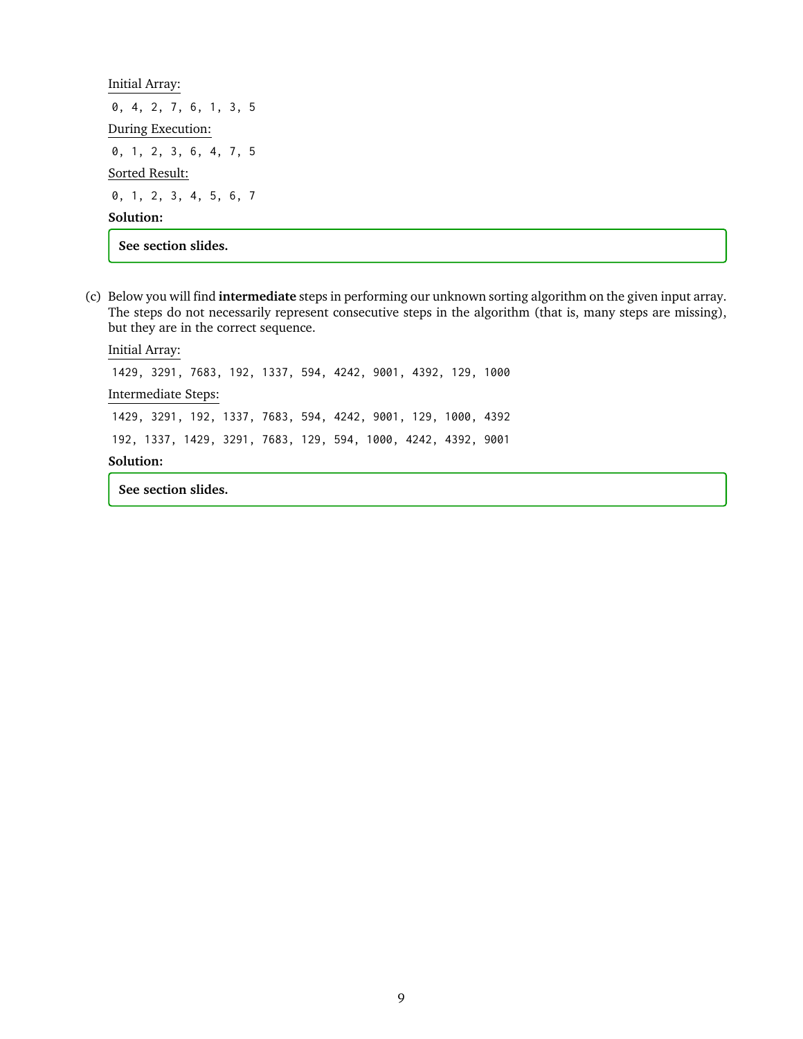Initial Array:

```
0, 4, 2, 7, 6, 1, 3, 5
```

During Execution:

```
0, 1, 2, 3, 6, 4, 7, 5
```

Sorted Result:

```
0, 1, 2, 3, 4, 5, 6, 7
```

**Solution:**

**See section slides.**

(c) Below you will find **intermediate** steps in performing our unknown sorting algorithm on the given input array. The steps do not necessarily represent consecutive steps in the algorithm (that is, many steps are missing), but they are in the correct sequence.

Initial Array:

```
1429, 3291, 7683, 192, 1337, 594, 4242, 9001, 4392, 129, 1000
```

Intermediate Steps:

```
1429, 3291, 192, 1337, 7683, 594, 4242, 9001, 129, 1000, 4392
```

```
192, 1337, 1429, 3291, 7683, 129, 594, 1000, 4242, 4392, 9001
```

**Solution:**

**See section slides.**